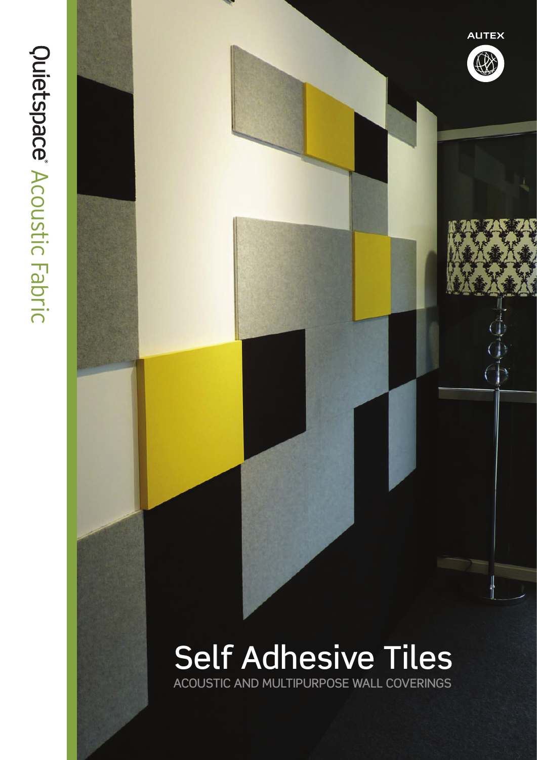Quietspace® Acoustic Fabric

AUTEX

# Self Adhesive Tiles

ACOUSTIC AND MULTIPURPOSE WALL COVERINGS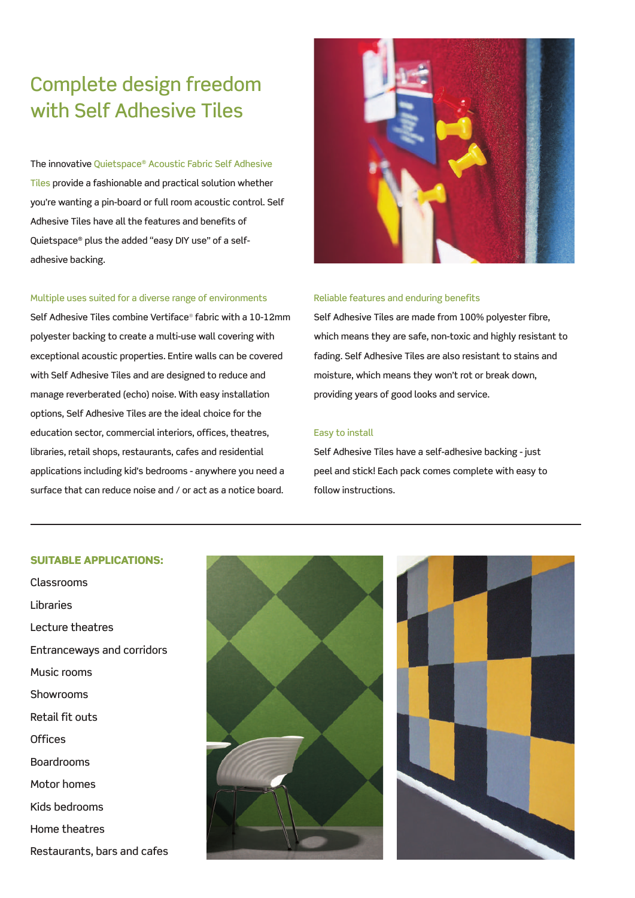# Complete design freedom with Self Adhesive Tiles

The innovative Quietspace® Acoustic Fabric Self Adhesive Tiles provide a fashionable and practical solution whether you're wanting a pin-board or full room acoustic control. Self Adhesive Tiles have all the features and benefits of Quietspace® plus the added "easy DIY use" of a self-adhesive backing.

### Multiple uses suited for a diverse range of environments

Self Adhesive Tiles combine Vertiface® fabric with a 10-12mm polyester backing to create a multi-use wall covering with exceptional acoustic properties. Entire walls can be covered with Self Adhesive Tiles and are designed to reduce and manage reverberated (echo) noise. With easy installation options, Self Adhesive Tiles are the ideal choice for the education sector, commercial interiors, offices, theatres, libraries, retail shops, restaurants, cafes and residential applications including kid's bedrooms - anywhere you need a surface that can reduce noise and / or act as a notice board.

### Reliable features and enduring benefits

Self Adhesive Tiles are made from 100% polyester fibre, which means they are safe, non-toxic and highly resistant to fading. Self Adhesive Tiles are also resistant to stains and moisture, which means they won't rot or break down, providing years of good looks and service.

### Easy to install

Self Adhesive Tiles have a self-adhesive backing - just peel and stick! Each pack comes complete with easy to follow instructions.

---

**SUITABLE APPLICATIONS:**

- Classrooms
- Libraries
- Lecture theatres
- Entranceways and corridors
- Music rooms
- Showrooms
- Retail fit outs
- Offices
- Boardrooms
- Motor homes
- Kids bedrooms
- Home theatres
- Restaurants, bars and cafes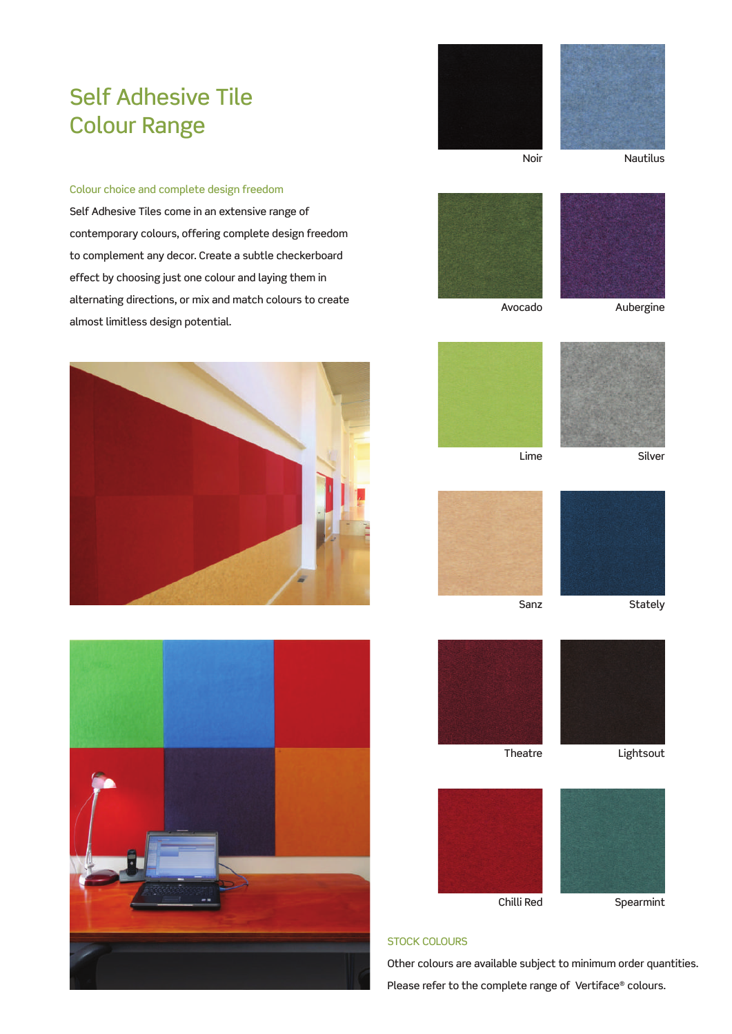# Self Adhesive Tile Colour Range

### Colour choice and complete design freedom

Self Adhesive Tiles come in an extensive range of contemporary colours, offering complete design freedom to complement any decor. Create a subtle checkerboard effect by choosing just one colour and laying them in alternating directions, or mix and match colours to create almost limitless design potential.

Noir

Nautilus

Avocado

Aubergine

Lime

Silver

Sanz

Stately

Theatre

Lightsout

Chilli Red

Spearmint

### STOCK COLOURS

Other colours are available subject to minimum order quantities.

Please refer to the complete range of Vertiface® colours.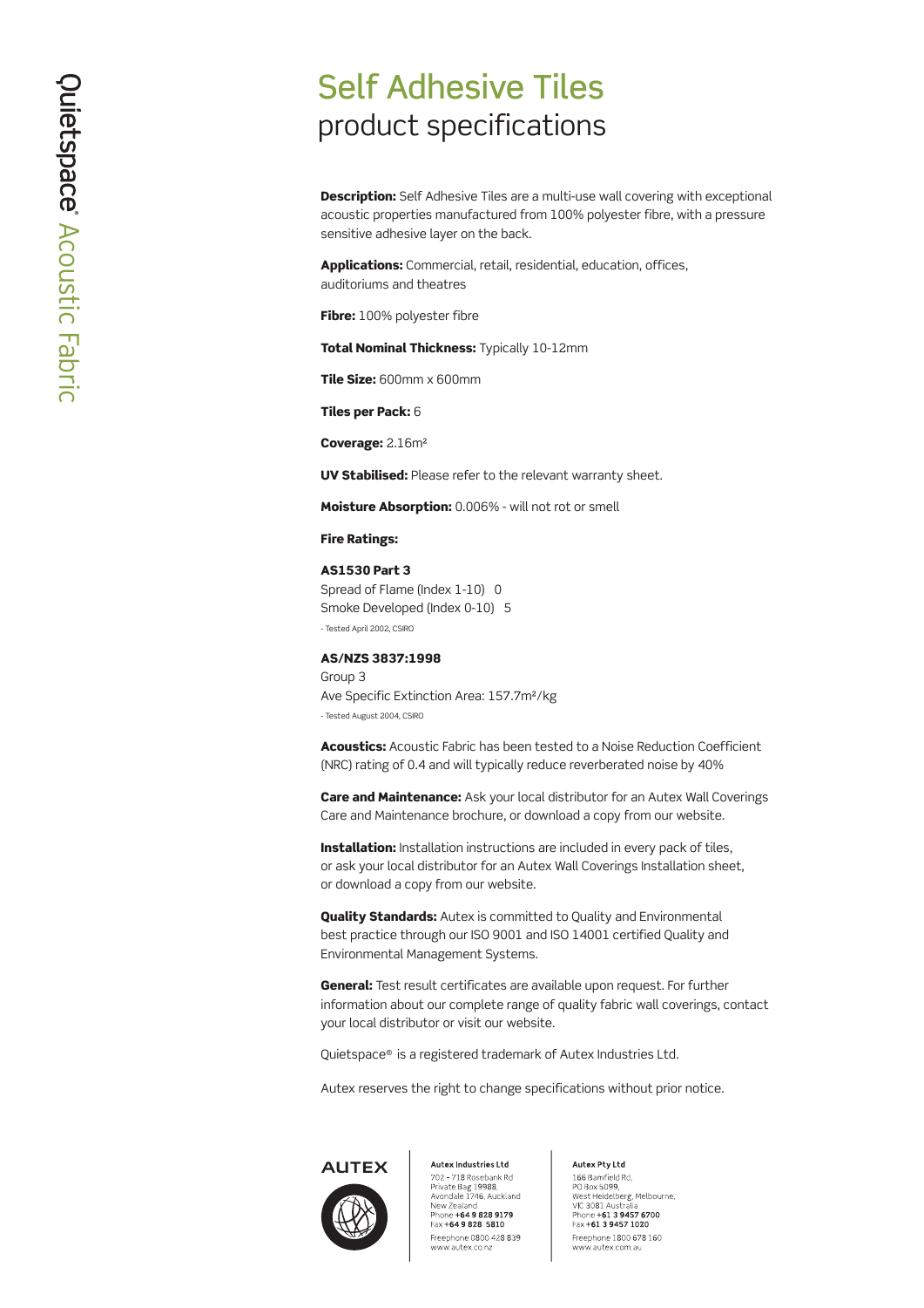Quietspace® Acoustic Fabric

# Self Adhesive Tiles
## product specifications

**Description:** Self Adhesive Tiles are a multi-use wall covering with exceptional acoustic properties manufactured from 100% polyester fibre, with a pressure sensitive adhesive layer on the back.

**Applications:** Commercial, retail, residential, education, offices, auditoriums and theatres

**Fibre:** 100% polyester fibre

**Total Nominal Thickness:** Typically 10-12mm

**Tile Size:** 600mm x 600mm

**Tiles per Pack:** 6

**Coverage:** 2.16m²

**UV Stabilised:** Please refer to the relevant warranty sheet.

**Moisture Absorption:** 0.006% - will not rot or smell

**Fire Ratings:**

**AS1530 Part 3**
Spread of Flame (Index 1-10) 0
Smoke Developed (Index 0-10) 5
- Tested April 2002, CSIRO

**AS/NZS 3837:1998**
Group 3
Ave Specific Extinction Area: 157.7m²/kg
- Tested August 2004, CSIRO

**Acoustics:** Acoustic Fabric has been tested to a Noise Reduction Coefficient (NRC) rating of 0.4 and will typically reduce reverberated noise by 40%

**Care and Maintenance:** Ask your local distributor for an Autex Wall Coverings Care and Maintenance brochure, or download a copy from our website.

**Installation:** Installation instructions are included in every pack of tiles, or ask your local distributor for an Autex Wall Coverings Installation sheet, or download a copy from our website.

**Quality Standards:** Autex is committed to Quality and Environmental best practice through our ISO 9001 and ISO 14001 certified Quality and Environmental Management Systems.

**General:** Test result certificates are available upon request. For further information about our complete range of quality fabric wall coverings, contact your local distributor or visit our website.

Quietspace® is a registered trademark of Autex Industries Ltd.

Autex reserves the right to change specifications without prior notice.

AUTEX

**Autex Industries Ltd**
702 - 718 Rosebank Rd
Private Bag 19988,
Avondale 1746, Auckland
New Zealand
Phone **+64 9 828 9179**
Fax **+64 9 828 5810**
Freephone 0800 428 839
www.autex.co.nz

**Autex Pty Ltd**
166 Bamfield Rd,
PO Box 5099,
West Heidelberg, Melbourne,
VIC 3081 Australia
Phone **+61 3 9457 6700**
Fax **+61 3 9457 1020**
Freephone 1800 678 160
www.autex.com.au